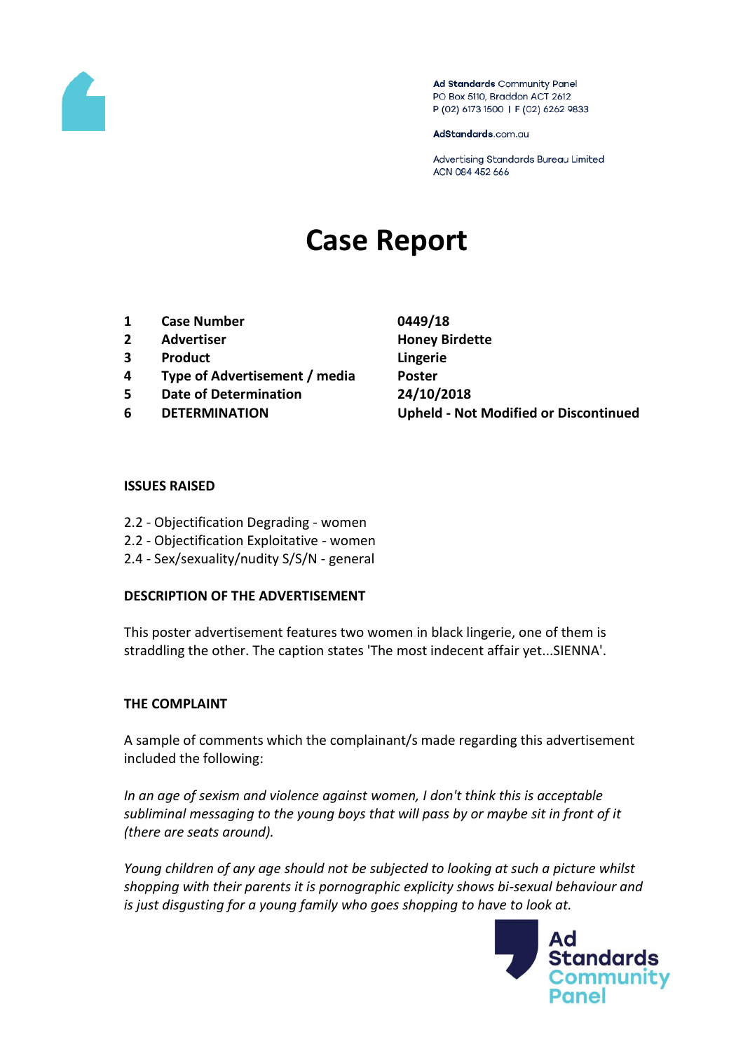Ad Standards Community Panel
PO Box 5110, Braddon ACT 2612
P (02) 6173 1500 | F (02) 6262 9833

AdStandards.com.au

Advertising Standards Bureau Limited
ACN 084 452 666

# Case Report

| | | |
|---|---|---|
| 1 | **Case Number** | **0449/18** |
| 2 | **Advertiser** | **Honey Birdette** |
| 3 | **Product** | **Lingerie** |
| 4 | **Type of Advertisement / media** | **Poster** |
| 5 | **Date of Determination** | **24/10/2018** |
| 6 | **DETERMINATION** | **Upheld - Not Modified or Discontinued** |

### ISSUES RAISED

2.2 - Objectification Degrading - women
2.2 - Objectification Exploitative - women
2.4 - Sex/sexuality/nudity S/S/N - general

### DESCRIPTION OF THE ADVERTISEMENT

This poster advertisement features two women in black lingerie, one of them is straddling the other. The caption states 'The most indecent affair yet...SIENNA'.

### THE COMPLAINT

A sample of comments which the complainant/s made regarding this advertisement included the following:

*In an age of sexism and violence against women, I don't think this is acceptable subliminal messaging to the young boys that will pass by or maybe sit in front of it (there are seats around).*

*Young children of any age should not be subjected to looking at such a picture whilst shopping with their parents it is pornographic explicity shows bi-sexual behaviour and is just disgusting for a young family who goes shopping to have to look at.*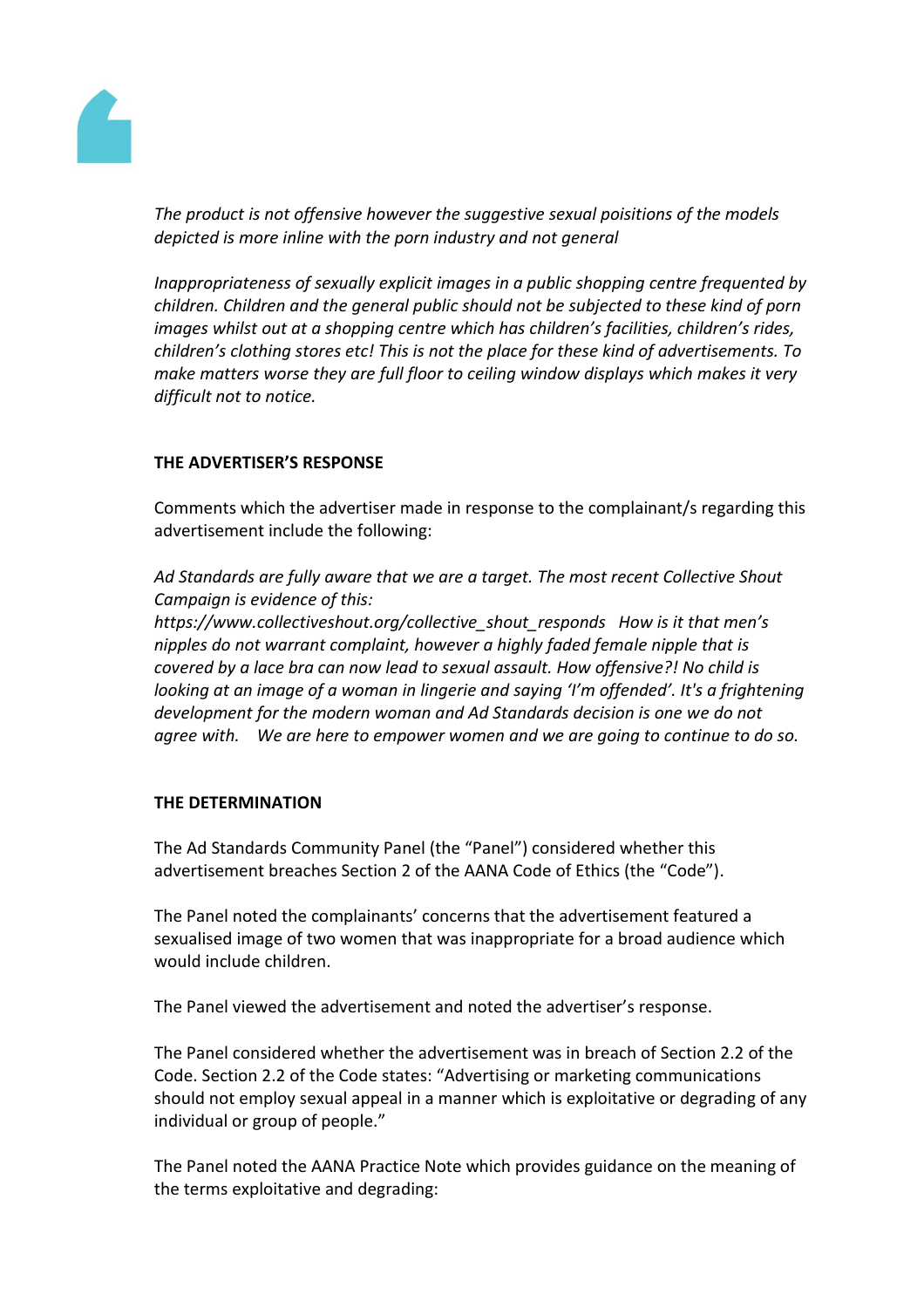*The product is not offensive however the suggestive sexual poisitions of the models depicted is more inline with the porn industry and not general*

*Inappropriateness of sexually explicit images in a public shopping centre frequented by children. Children and the general public should not be subjected to these kind of porn images whilst out at a shopping centre which has children's facilities, children's rides, children's clothing stores etc! This is not the place for these kind of advertisements. To make matters worse they are full floor to ceiling window displays which makes it very difficult not to notice.*

**THE ADVERTISER'S RESPONSE**

Comments which the advertiser made in response to the complainant/s regarding this advertisement include the following:

*Ad Standards are fully aware that we are a target. The most recent Collective Shout Campaign is evidence of this: https://www.collectiveshout.org/collective_shout_responds How is it that men's nipples do not warrant complaint, however a highly faded female nipple that is covered by a lace bra can now lead to sexual assault. How offensive?! No child is looking at an image of a woman in lingerie and saying 'I'm offended'. It's a frightening development for the modern woman and Ad Standards decision is one we do not agree with. We are here to empower women and we are going to continue to do so.*

**THE DETERMINATION**

The Ad Standards Community Panel (the "Panel") considered whether this advertisement breaches Section 2 of the AANA Code of Ethics (the "Code").

The Panel noted the complainants' concerns that the advertisement featured a sexualised image of two women that was inappropriate for a broad audience which would include children.

The Panel viewed the advertisement and noted the advertiser's response.

The Panel considered whether the advertisement was in breach of Section 2.2 of the Code. Section 2.2 of the Code states: "Advertising or marketing communications should not employ sexual appeal in a manner which is exploitative or degrading of any individual or group of people."

The Panel noted the AANA Practice Note which provides guidance on the meaning of the terms exploitative and degrading: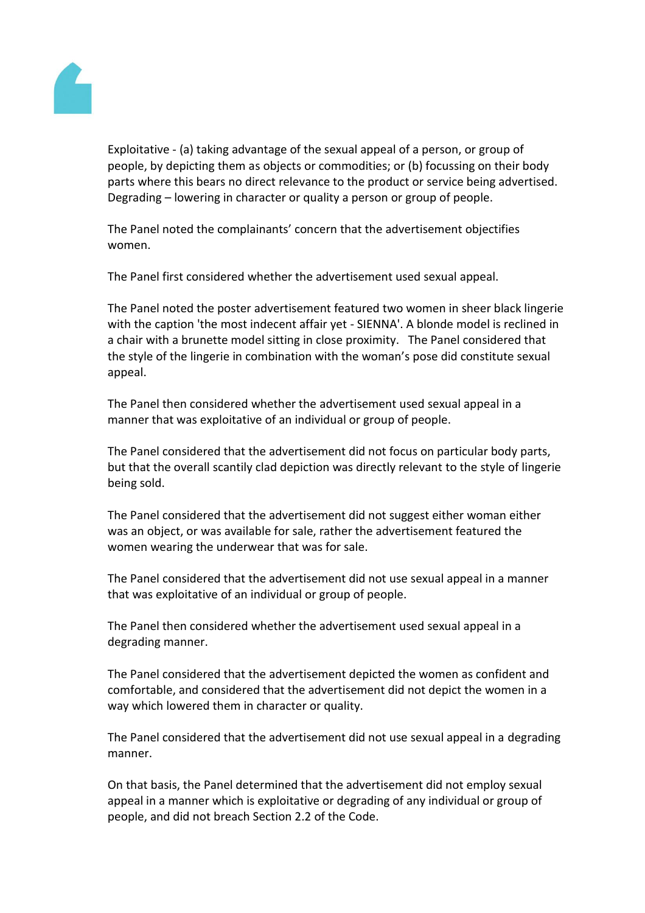Exploitative - (a) taking advantage of the sexual appeal of a person, or group of people, by depicting them as objects or commodities; or (b) focussing on their body parts where this bears no direct relevance to the product or service being advertised.
Degrading – lowering in character or quality a person or group of people.

The Panel noted the complainants' concern that the advertisement objectifies women.

The Panel first considered whether the advertisement used sexual appeal.

The Panel noted the poster advertisement featured two women in sheer black lingerie with the caption 'the most indecent affair yet - SIENNA'. A blonde model is reclined in a chair with a brunette model sitting in close proximity. The Panel considered that the style of the lingerie in combination with the woman's pose did constitute sexual appeal.

The Panel then considered whether the advertisement used sexual appeal in a manner that was exploitative of an individual or group of people.

The Panel considered that the advertisement did not focus on particular body parts, but that the overall scantily clad depiction was directly relevant to the style of lingerie being sold.

The Panel considered that the advertisement did not suggest either woman either was an object, or was available for sale, rather the advertisement featured the women wearing the underwear that was for sale.

The Panel considered that the advertisement did not use sexual appeal in a manner that was exploitative of an individual or group of people.

The Panel then considered whether the advertisement used sexual appeal in a degrading manner.

The Panel considered that the advertisement depicted the women as confident and comfortable, and considered that the advertisement did not depict the women in a way which lowered them in character or quality.

The Panel considered that the advertisement did not use sexual appeal in a degrading manner.

On that basis, the Panel determined that the advertisement did not employ sexual appeal in a manner which is exploitative or degrading of any individual or group of people, and did not breach Section 2.2 of the Code.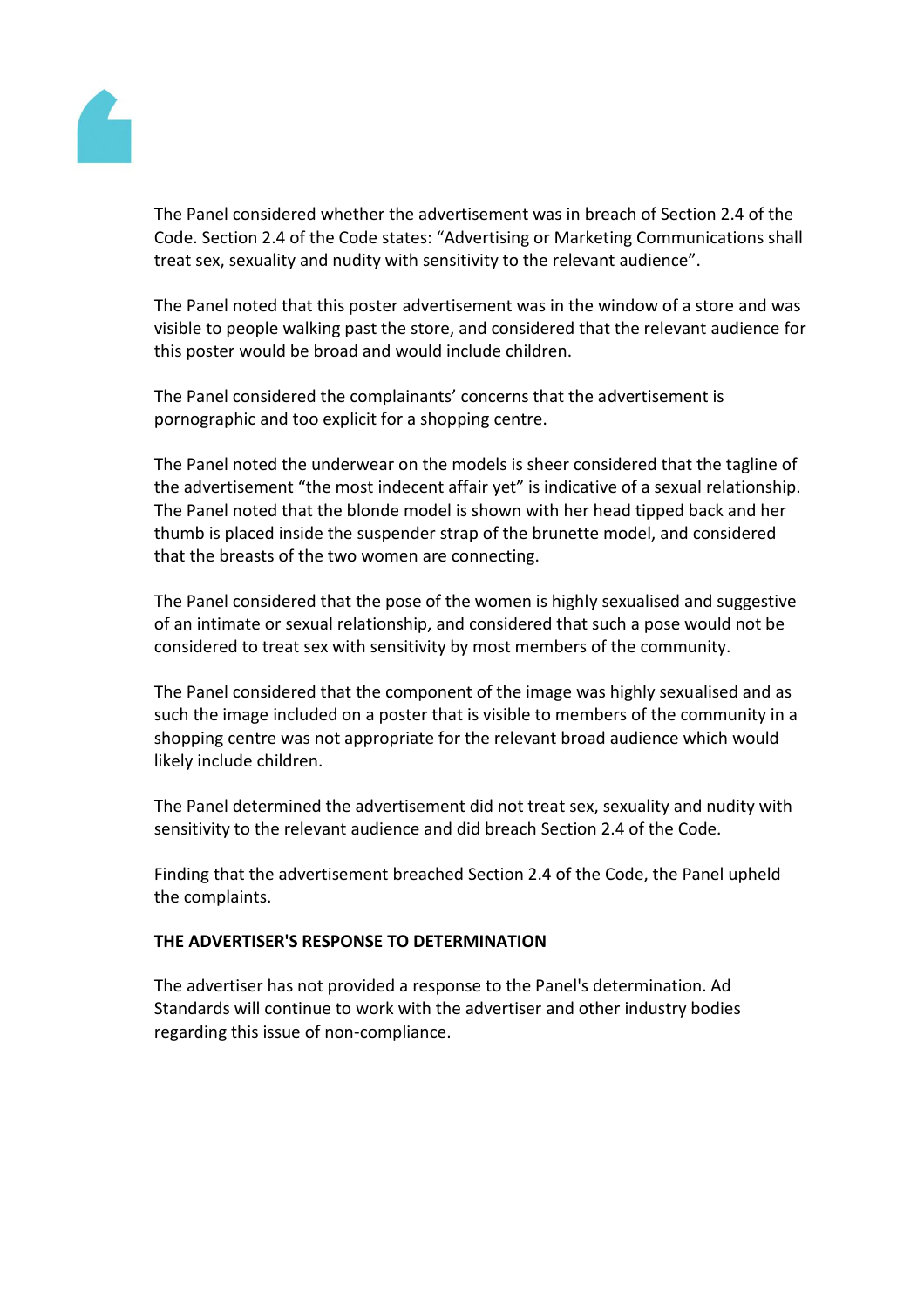The Panel considered whether the advertisement was in breach of Section 2.4 of the Code. Section 2.4 of the Code states: "Advertising or Marketing Communications shall treat sex, sexuality and nudity with sensitivity to the relevant audience".

The Panel noted that this poster advertisement was in the window of a store and was visible to people walking past the store, and considered that the relevant audience for this poster would be broad and would include children.

The Panel considered the complainants' concerns that the advertisement is pornographic and too explicit for a shopping centre.

The Panel noted the underwear on the models is sheer considered that the tagline of the advertisement "the most indecent affair yet" is indicative of a sexual relationship. The Panel noted that the blonde model is shown with her head tipped back and her thumb is placed inside the suspender strap of the brunette model, and considered that the breasts of the two women are connecting.

The Panel considered that the pose of the women is highly sexualised and suggestive of an intimate or sexual relationship, and considered that such a pose would not be considered to treat sex with sensitivity by most members of the community.

The Panel considered that the component of the image was highly sexualised and as such the image included on a poster that is visible to members of the community in a shopping centre was not appropriate for the relevant broad audience which would likely include children.

The Panel determined the advertisement did not treat sex, sexuality and nudity with sensitivity to the relevant audience and did breach Section 2.4 of the Code.

Finding that the advertisement breached Section 2.4 of the Code, the Panel upheld the complaints.

**THE ADVERTISER'S RESPONSE TO DETERMINATION**

The advertiser has not provided a response to the Panel's determination. Ad Standards will continue to work with the advertiser and other industry bodies regarding this issue of non-compliance.